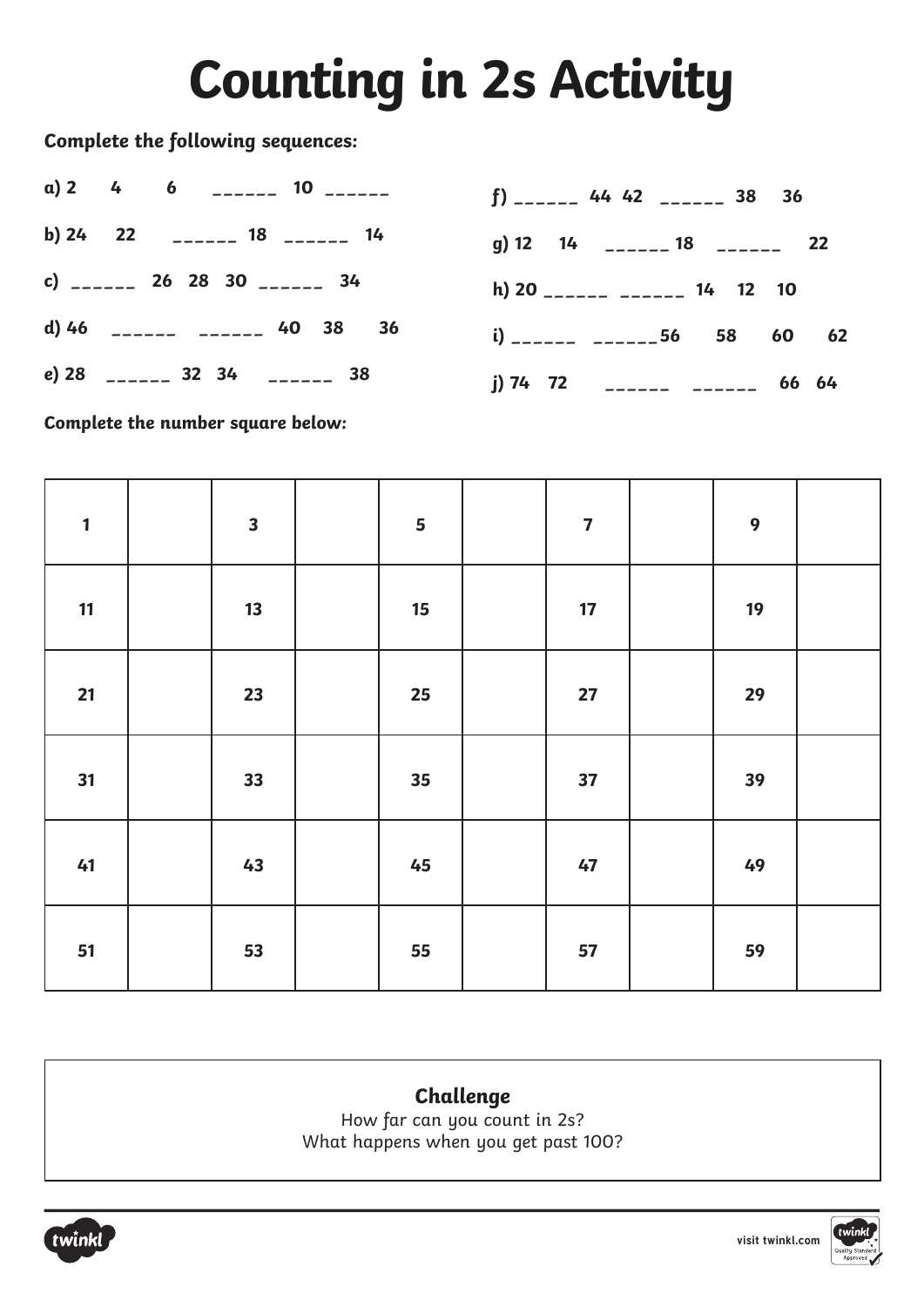# Counting in 2s Activity

**Complete the following sequences:**

a) 2 4 6 ______ 10 ______

b) 24 22 ______ 18 ______ 14

c) ______ 26 28 30 ______ 34

d) 46 ______ ______ 40 38 36

e) 28 ______ 32 34 ______ 38

f) ______ 44 42 ______ 38 36

g) 12 14 ______ 18 ______ 22

h) 20 ______ ______ 14 12 10

i) ______ ______56 58 60 62

j) 74 72 ______ ______ 66 64

**Complete the number square below:**

| | | | | | | | | | |
|---|---|---|---|---|---|---|---|---|---|
| 1 | | 3 | | 5 | | 7 | | 9 | |
| 11 | | 13 | | 15 | | 17 | | 19 | |
| 21 | | 23 | | 25 | | 27 | | 29 | |
| 31 | | 33 | | 35 | | 37 | | 39 | |
| 41 | | 43 | | 45 | | 47 | | 49 | |
| 51 | | 53 | | 55 | | 57 | | 59 | |

**Challenge**

How far can you count in 2s?
What happens when you get past 100?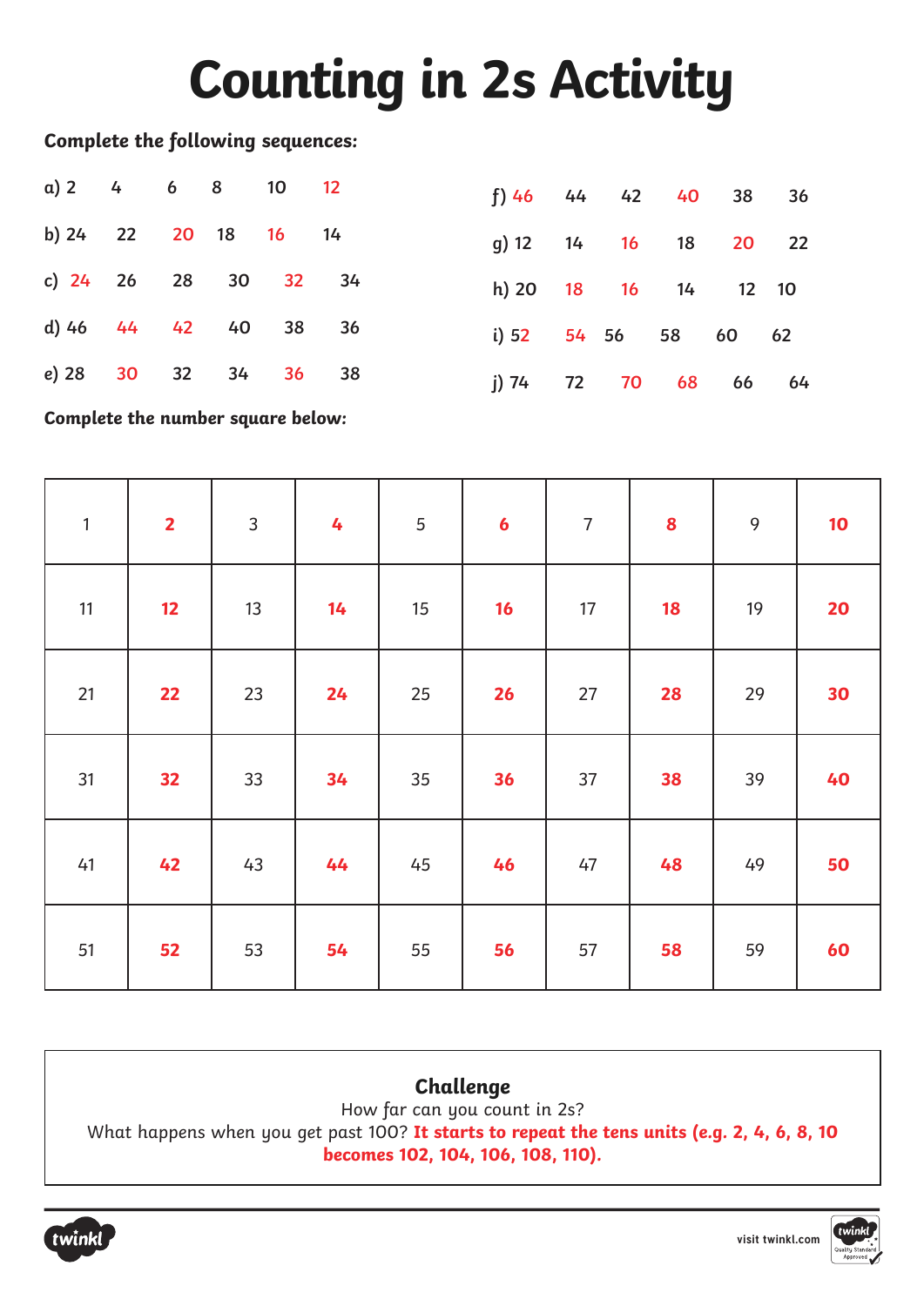# Counting in 2s Activity

**Complete the following sequences:**

a) 2 4 6 8 10 **12**

b) 24 22 **20** 18 **16** 14

c) **24** 26 28 30 **32** 34

d) 46 **44** **42** 40 38 36

e) 28 **30** 32 34 **36** 38

f) **46** 44 42 **40** 38 36

g) 12 14 **16** 18 **20** 22

h) 20 **18** **16** 14 12 10

i) **52** **54** 56 58 60 62

j) 74 72 **70** **68** 66 64

**Complete the number square below:**

| | | | | | | | | | |
|---|---|---|---|---|---|---|---|---|---|
| 1 | **2** | 3 | **4** | 5 | **6** | 7 | **8** | 9 | **10** |
| 11 | **12** | 13 | **14** | 15 | **16** | 17 | **18** | 19 | **20** |
| 21 | **22** | 23 | **24** | 25 | **26** | 27 | **28** | 29 | **30** |
| 31 | **32** | 33 | **34** | 35 | **36** | 37 | **38** | 39 | **40** |
| 41 | **42** | 43 | **44** | 45 | **46** | 47 | **48** | 49 | **50** |
| 51 | **52** | 53 | **54** | 55 | **56** | 57 | **58** | 59 | **60** |

### Challenge

How far can you count in 2s?

What happens when you get past 100? **It starts to repeat the tens units (e.g. 2, 4, 6, 8, 10 becomes 102, 104, 106, 108, 110).**